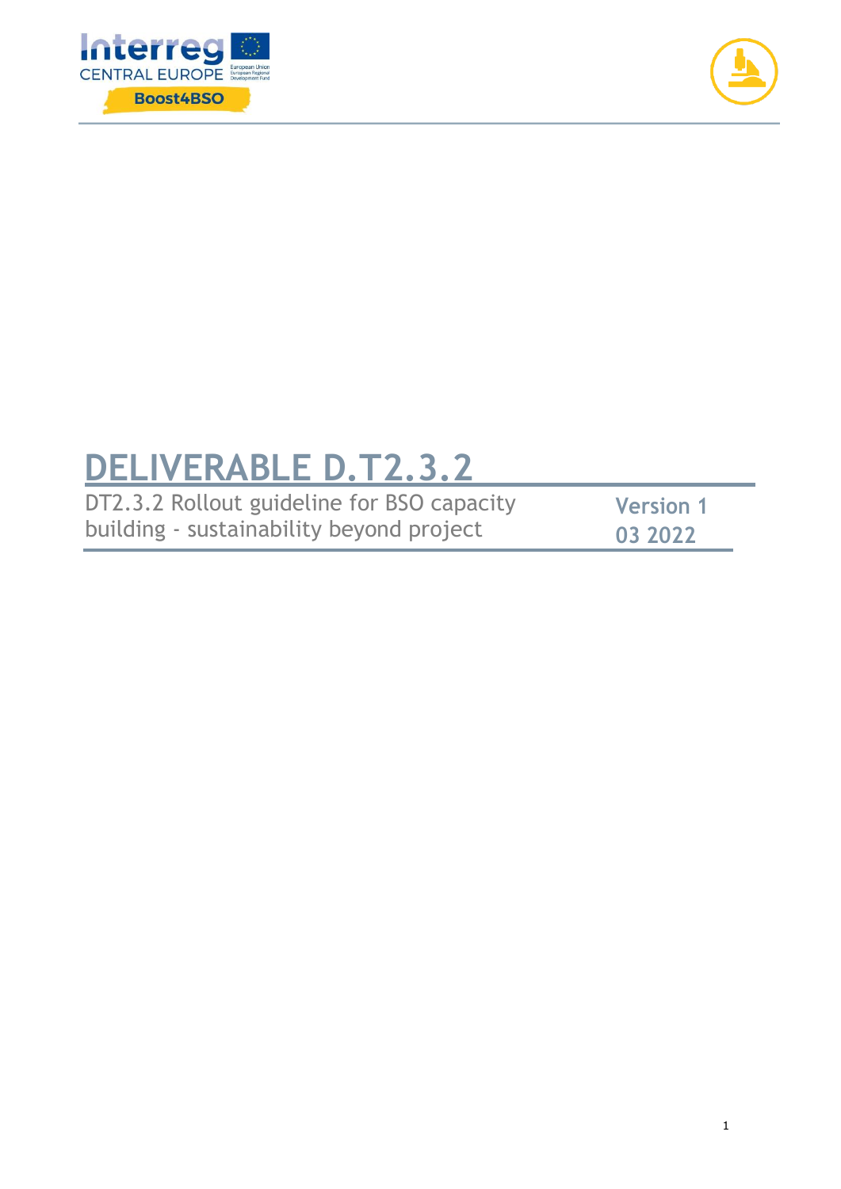Interreg CENTRAL EUROPE

Boost4BSO

# DELIVERABLE D.T2.3.2

DT2.3.2 Rollout guideline for BSO capacity building - sustainability beyond project

**Version 1**

**03 2022**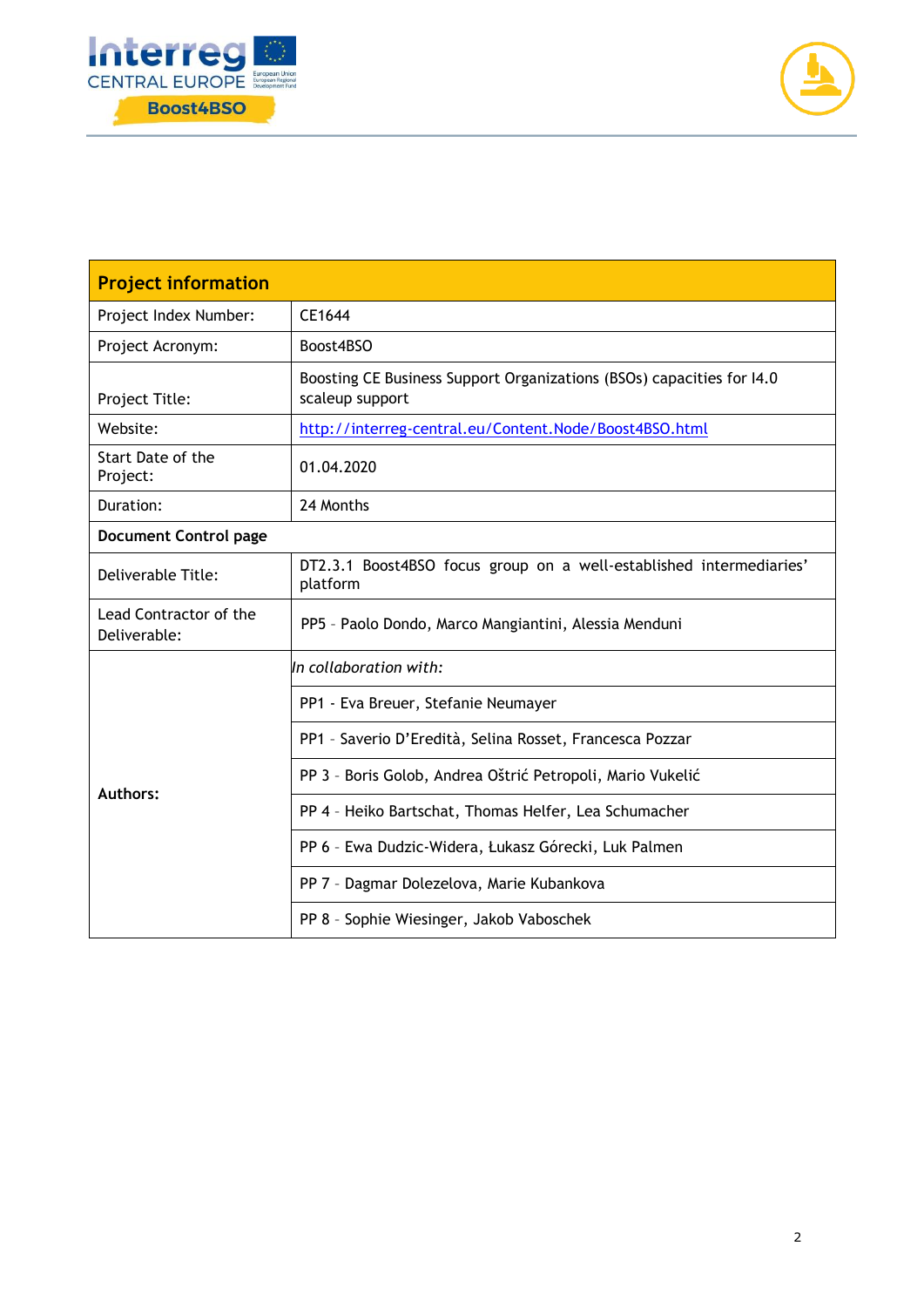| Project information | |
|---|---|
| Project Index Number: | CE1644 |
| Project Acronym: | Boost4BSO |
| Project Title: | Boosting CE Business Support Organizations (BSOs) capacities for I4.0 scaleup support |
| Website: | [http://interreg-central.eu/Content.Node/Boost4BSO.html](http://interreg-central.eu/Content.Node/Boost4BSO.html) |
| Start Date of the Project: | 01.04.2020 |
| Duration: | 24 Months |
| **Document Control page** | |
| Deliverable Title: | DT2.3.1 Boost4BSO focus group on a well-established intermediaries' platform |
| Lead Contractor of the Deliverable: | PP5 - Paolo Dondo, Marco Mangiantini, Alessia Menduni |
| **Authors:** | *In collaboration with:* |
| | PP1 - Eva Breuer, Stefanie Neumayer |
| | PP1 - Saverio D'Eredità, Selina Rosset, Francesca Pozzar |
| | PP 3 - Boris Golob, Andrea Oštrić Petropoli, Mario Vukelić |
| | PP 4 - Heiko Bartschat, Thomas Helfer, Lea Schumacher |
| | PP 6 - Ewa Dudzic-Widera, Łukasz Górecki, Luk Palmen |
| | PP 7 - Dagmar Dolezelova, Marie Kubankova |
| | PP 8 - Sophie Wiesinger, Jakob Vaboschek |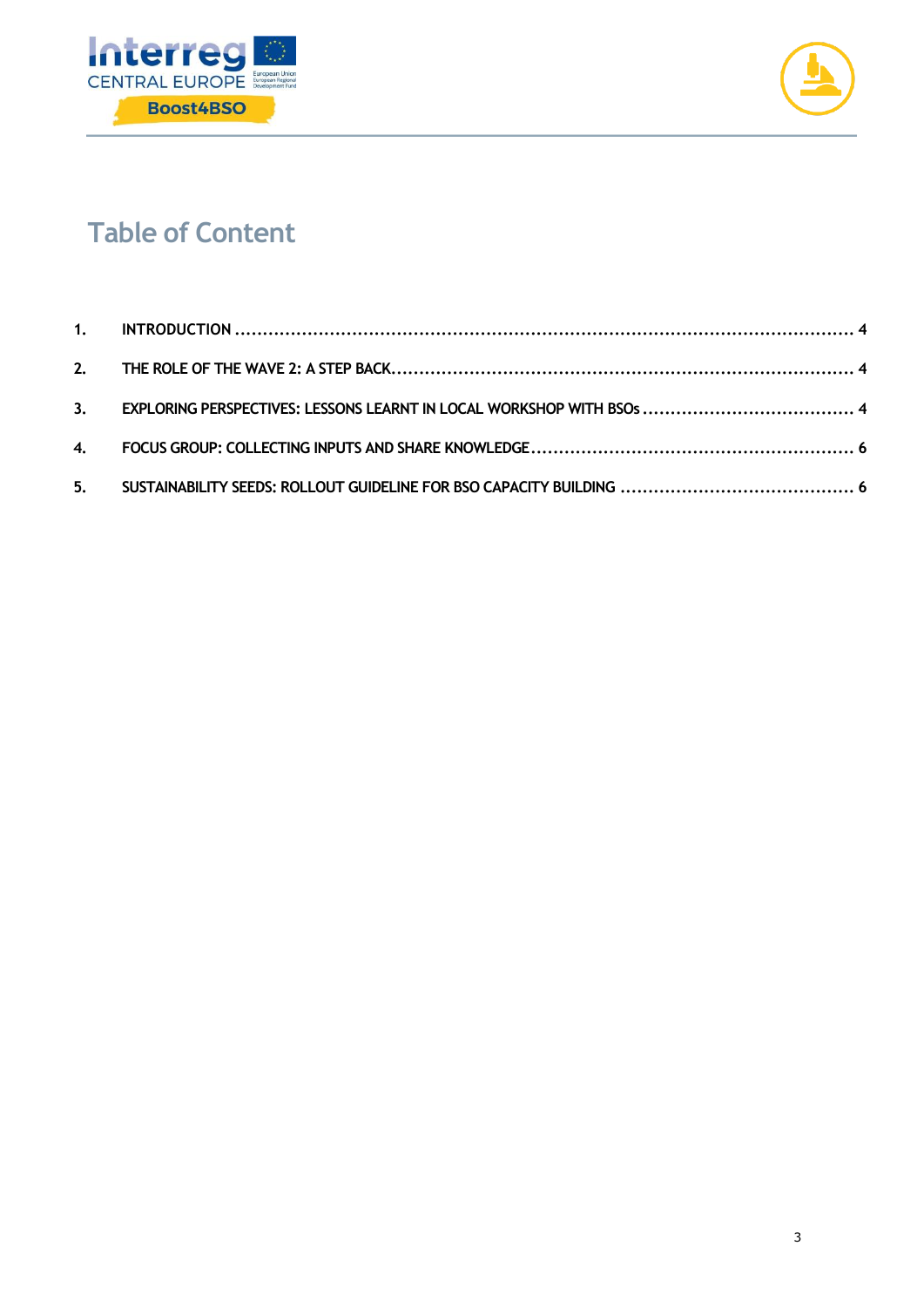# Table of Content

1. INTRODUCTION ........................................................................................................ 4
2. THE ROLE OF THE WAVE 2: A STEP BACK........................................................................ 4
3. EXPLORING PERSPECTIVES: LESSONS LEARNT IN LOCAL WORKSHOP WITH BSOs ..................................... 4
4. FOCUS GROUP: COLLECTING INPUTS AND SHARE KNOWLEDGE .................................................... 6
5. SUSTAINABILITY SEEDS: ROLLOUT GUIDELINE FOR BSO CAPACITY BUILDING ...................................... 6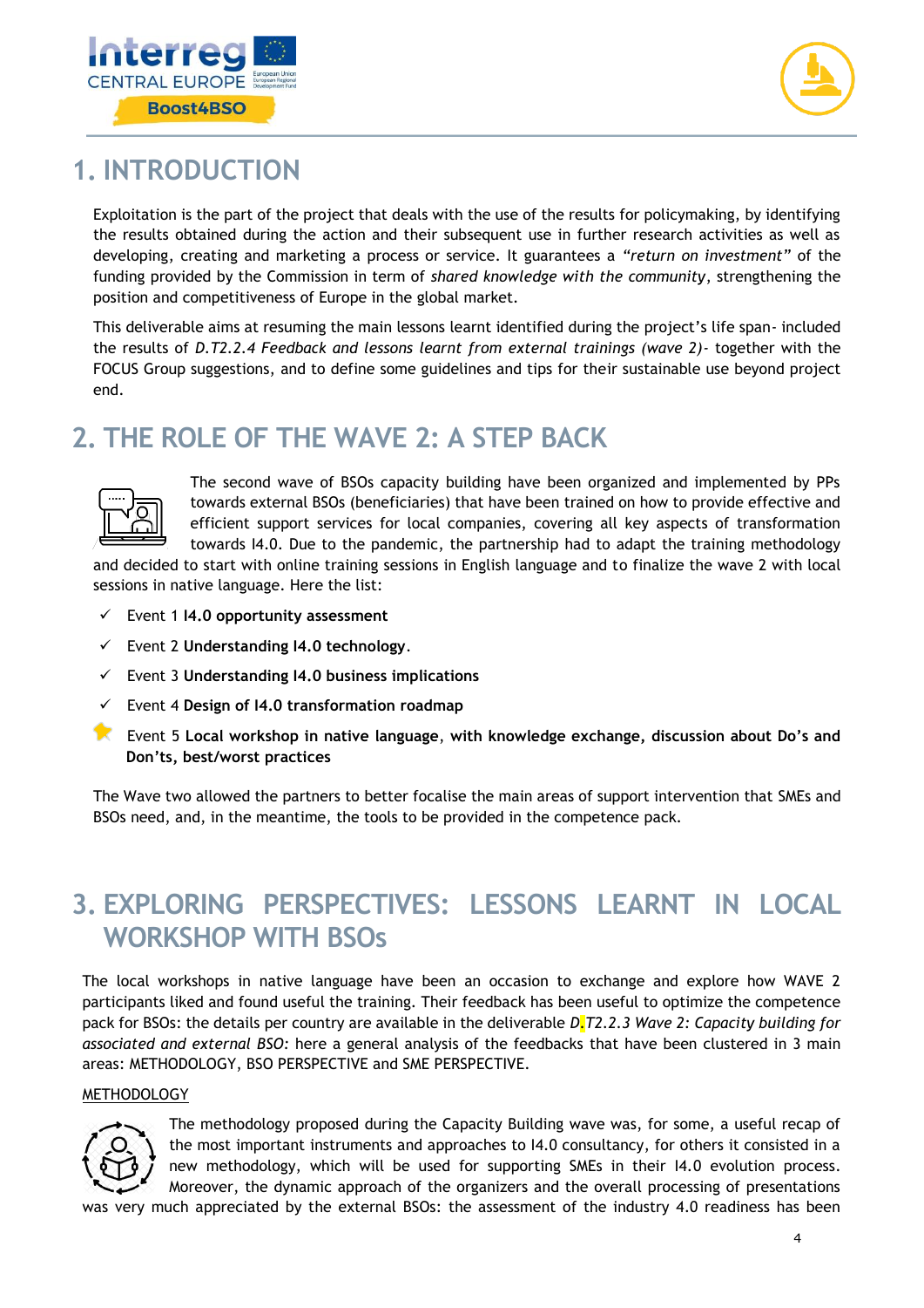#### 1. INTRODUCTION

Exploitation is the part of the project that deals with the use of the results for policymaking, by identifying the results obtained during the action and their subsequent use in further research activities as well as developing, creating and marketing a process or service. It guarantees a *"return on investment"* of the funding provided by the Commission in term of *shared knowledge with the community*, strengthening the position and competitiveness of Europe in the global market.

This deliverable aims at resuming the main lessons learnt identified during the project's life span- included the results of *D.T2.2.4 Feedback and lessons learnt from external trainings (wave 2)*- together with the FOCUS Group suggestions, and to define some guidelines and tips for their sustainable use beyond project end.

#### 2. THE ROLE OF THE WAVE 2: A STEP BACK

The second wave of BSOs capacity building have been organized and implemented by PPs towards external BSOs (beneficiaries) that have been trained on how to provide effective and efficient support services for local companies, covering all key aspects of transformation towards I4.0. Due to the pandemic, the partnership had to adapt the training methodology and decided to start with online training sessions in English language and to finalize the wave 2 with local sessions in native language. Here the list:

- ✓ Event 1 **I4.0 opportunity assessment**
- ✓ Event 2 **Understanding I4.0 technology**.
- ✓ Event 3 **Understanding I4.0 business implications**
- ✓ Event 4 **Design of I4.0 transformation roadmap**
- Event 5 **Local workshop in native language**, **with knowledge exchange, discussion about Do's and Don'ts, best/worst practices**

The Wave two allowed the partners to better focalise the main areas of support intervention that SMEs and BSOs need, and, in the meantime, the tools to be provided in the competence pack.

#### 3. EXPLORING PERSPECTIVES: LESSONS LEARNT IN LOCAL WORKSHOP WITH BSOs

The local workshops in native language have been an occasion to exchange and explore how WAVE 2 participants liked and found useful the training. Their feedback has been useful to optimize the competence pack for BSOs: the details per country are available in the deliverable *D.T2.2.3 Wave 2: Capacity building for associated and external BSO:* here a general analysis of the feedbacks that have been clustered in 3 main areas: METHODOLOGY, BSO PERSPECTIVE and SME PERSPECTIVE.

METHODOLOGY

The methodology proposed during the Capacity Building wave was, for some, a useful recap of the most important instruments and approaches to I4.0 consultancy, for others it consisted in a new methodology, which will be used for supporting SMEs in their I4.0 evolution process. Moreover, the dynamic approach of the organizers and the overall processing of presentations was very much appreciated by the external BSOs: the assessment of the industry 4.0 readiness has been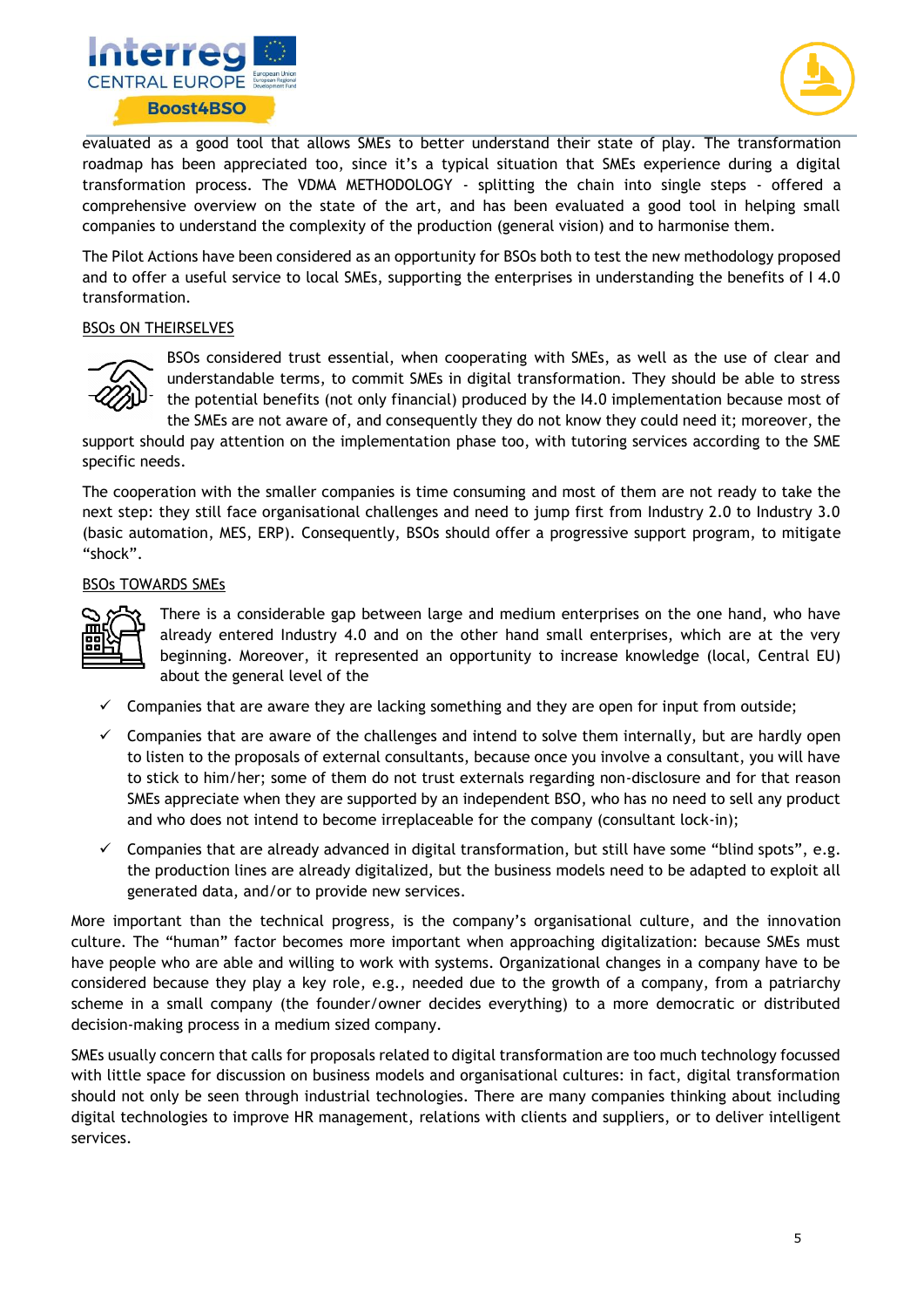evaluated as a good tool that allows SMEs to better understand their state of play. The transformation roadmap has been appreciated too, since it's a typical situation that SMEs experience during a digital transformation process. The VDMA METHODOLOGY - splitting the chain into single steps - offered a comprehensive overview on the state of the art, and has been evaluated a good tool in helping small companies to understand the complexity of the production (general vision) and to harmonise them.

The Pilot Actions have been considered as an opportunity for BSOs both to test the new methodology proposed and to offer a useful service to local SMEs, supporting the enterprises in understanding the benefits of I 4.0 transformation.

BSOs ON THEIRSELVES

BSOs considered trust essential, when cooperating with SMEs, as well as the use of clear and understandable terms, to commit SMEs in digital transformation. They should be able to stress the potential benefits (not only financial) produced by the I4.0 implementation because most of the SMEs are not aware of, and consequently they do not know they could need it; moreover, the support should pay attention on the implementation phase too, with tutoring services according to the SME specific needs.

The cooperation with the smaller companies is time consuming and most of them are not ready to take the next step: they still face organisational challenges and need to jump first from Industry 2.0 to Industry 3.0 (basic automation, MES, ERP). Consequently, BSOs should offer a progressive support program, to mitigate "shock".

BSOs TOWARDS SMEs

There is a considerable gap between large and medium enterprises on the one hand, who have already entered Industry 4.0 and on the other hand small enterprises, which are at the very beginning. Moreover, it represented an opportunity to increase knowledge (local, Central EU) about the general level of the

- ✓ Companies that are aware they are lacking something and they are open for input from outside;
- ✓ Companies that are aware of the challenges and intend to solve them internally, but are hardly open to listen to the proposals of external consultants, because once you involve a consultant, you will have to stick to him/her; some of them do not trust externals regarding non-disclosure and for that reason SMEs appreciate when they are supported by an independent BSO, who has no need to sell any product and who does not intend to become irreplaceable for the company (consultant lock-in);
- ✓ Companies that are already advanced in digital transformation, but still have some "blind spots", e.g. the production lines are already digitalized, but the business models need to be adapted to exploit all generated data, and/or to provide new services.

More important than the technical progress, is the company's organisational culture, and the innovation culture. The "human" factor becomes more important when approaching digitalization: because SMEs must have people who are able and willing to work with systems. Organizational changes in a company have to be considered because they play a key role, e.g., needed due to the growth of a company, from a patriarchy scheme in a small company (the founder/owner decides everything) to a more democratic or distributed decision-making process in a medium sized company.

SMEs usually concern that calls for proposals related to digital transformation are too much technology focussed with little space for discussion on business models and organisational cultures: in fact, digital transformation should not only be seen through industrial technologies. There are many companies thinking about including digital technologies to improve HR management, relations with clients and suppliers, or to deliver intelligent services.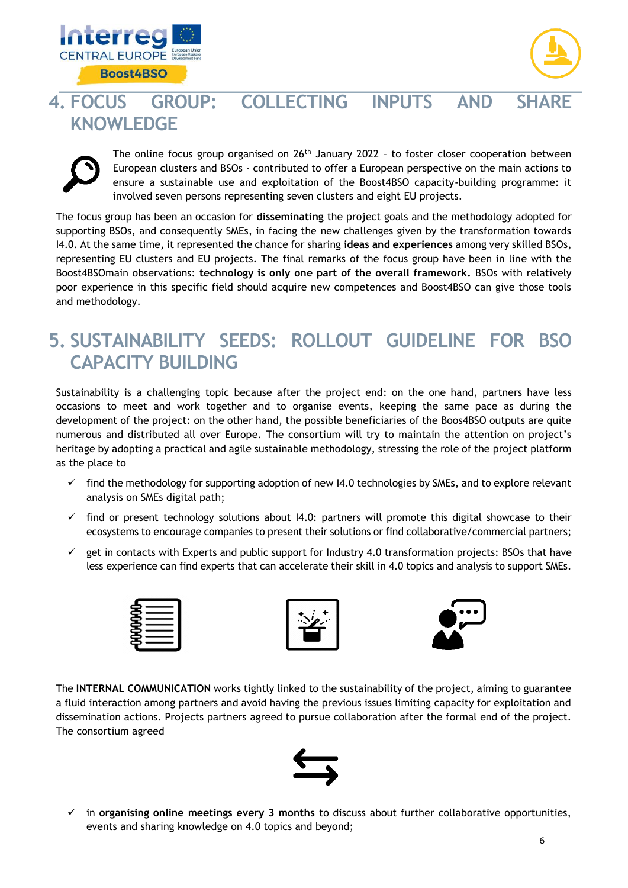# 4. FOCUS GROUP: COLLECTING INPUTS AND SHARE KNOWLEDGE

The online focus group organised on 26th January 2022 – to foster closer cooperation between European clusters and BSOs - contributed to offer a European perspective on the main actions to ensure a sustainable use and exploitation of the Boost4BSO capacity-building programme: it involved seven persons representing seven clusters and eight EU projects.

The focus group has been an occasion for **disseminating** the project goals and the methodology adopted for supporting BSOs, and consequently SMEs, in facing the new challenges given by the transformation towards I4.0. At the same time, it represented the chance for sharing **ideas and experiences** among very skilled BSOs, representing EU clusters and EU projects. The final remarks of the focus group have been in line with the Boost4BSOmain observations: **technology is only one part of the overall framework.** BSOs with relatively poor experience in this specific field should acquire new competences and Boost4BSO can give those tools and methodology.

# 5. SUSTAINABILITY SEEDS: ROLLOUT GUIDELINE FOR BSO CAPACITY BUILDING

Sustainability is a challenging topic because after the project end: on the one hand, partners have less occasions to meet and work together and to organise events, keeping the same pace as during the development of the project: on the other hand, the possible beneficiaries of the Boos4BSO outputs are quite numerous and distributed all over Europe. The consortium will try to maintain the attention on project's heritage by adopting a practical and agile sustainable methodology, stressing the role of the project platform as the place to

- ✓ find the methodology for supporting adoption of new I4.0 technologies by SMEs, and to explore relevant analysis on SMEs digital path;
- ✓ find or present technology solutions about I4.0: partners will promote this digital showcase to their ecosystems to encourage companies to present their solutions or find collaborative/commercial partners;
- ✓ get in contacts with Experts and public support for Industry 4.0 transformation projects: BSOs that have less experience can find experts that can accelerate their skill in 4.0 topics and analysis to support SMEs.

The **INTERNAL COMMUNICATION** works tightly linked to the sustainability of the project, aiming to guarantee a fluid interaction among partners and avoid having the previous issues limiting capacity for exploitation and dissemination actions. Projects partners agreed to pursue collaboration after the formal end of the project. The consortium agreed

- ✓ in **organising online meetings every 3 months** to discuss about further collaborative opportunities, events and sharing knowledge on 4.0 topics and beyond;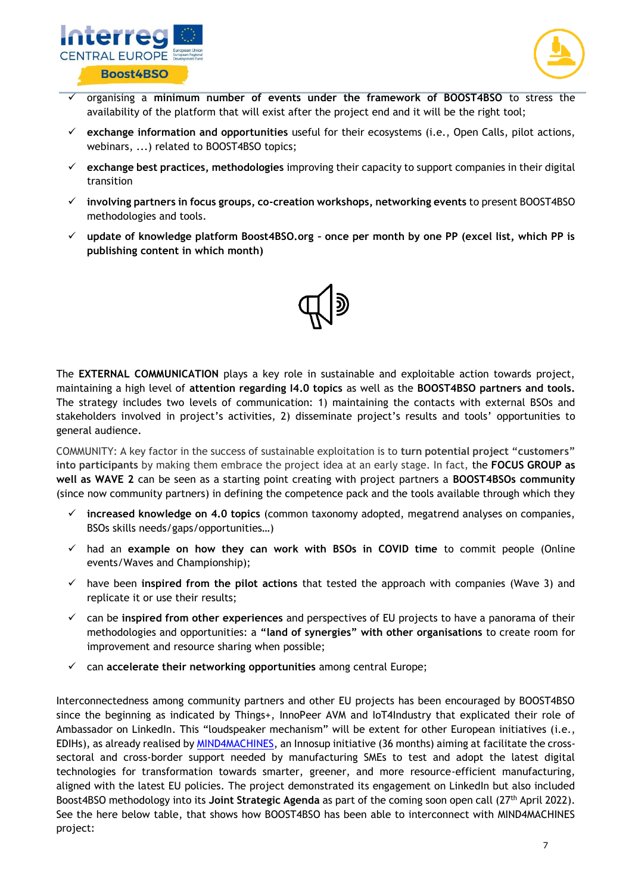- ✓ organising a **minimum number of events under the framework of BOOST4BSO** to stress the availability of the platform that will exist after the project end and it will be the right tool;
- ✓ **exchange information and opportunities** useful for their ecosystems (i.e., Open Calls, pilot actions, webinars, ...) related to BOOST4BSO topics;
- ✓ **exchange best practices, methodologies** improving their capacity to support companies in their digital transition
- ✓ **involving partners in focus groups, co-creation workshops, networking events** to present BOOST4BSO methodologies and tools.
- ✓ **update of knowledge platform Boost4BSO.org - once per month by one PP (excel list, which PP is publishing content in which month)**

The **EXTERNAL COMMUNICATION** plays a key role in sustainable and exploitable action towards project, maintaining a high level of **attention regarding I4.0 topics** as well as the **BOOST4BSO partners and tools.** The strategy includes two levels of communication: 1) maintaining the contacts with external BSOs and stakeholders involved in project's activities, 2) disseminate project's results and tools' opportunities to general audience.

COMMUNITY: A key factor in the success of sustainable exploitation is to **turn potential project "customers" into participants** by making them embrace the project idea at an early stage. In fact, the **FOCUS GROUP as well as WAVE 2** can be seen as a starting point creating with project partners a **BOOST4BSOs community** (since now community partners) in defining the competence pack and the tools available through which they

- ✓ **increased knowledge on 4.0 topics** (common taxonomy adopted, megatrend analyses on companies, BSOs skills needs/gaps/opportunities…)
- ✓ had an **example on how they can work with BSOs in COVID time** to commit people (Online events/Waves and Championship);
- ✓ have been **inspired from the pilot actions** that tested the approach with companies (Wave 3) and replicate it or use their results;
- ✓ can be **inspired from other experiences** and perspectives of EU projects to have a panorama of their methodologies and opportunities: a **"land of synergies" with other organisations** to create room for improvement and resource sharing when possible;
- ✓ can **accelerate their networking opportunities** among central Europe;

Interconnectedness among community partners and other EU projects has been encouraged by BOOST4BSO since the beginning as indicated by Things+, InnoPeer AVM and IoT4Industry that explicated their role of Ambassador on LinkedIn. This "loudspeaker mechanism" will be extent for other European initiatives (i.e., EDIHs), as already realised by MIND4MACHINES, an Innosup initiative (36 months) aiming at facilitate the cross-sectoral and cross-border support needed by manufacturing SMEs to test and adopt the latest digital technologies for transformation towards smarter, greener, and more resource-efficient manufacturing, aligned with the latest EU policies. The project demonstrated its engagement on LinkedIn but also included Boost4BSO methodology into its **Joint Strategic Agenda** as part of the coming soon open call (27th April 2022). See the here below table, that shows how BOOST4BSO has been able to interconnect with MIND4MACHINES project: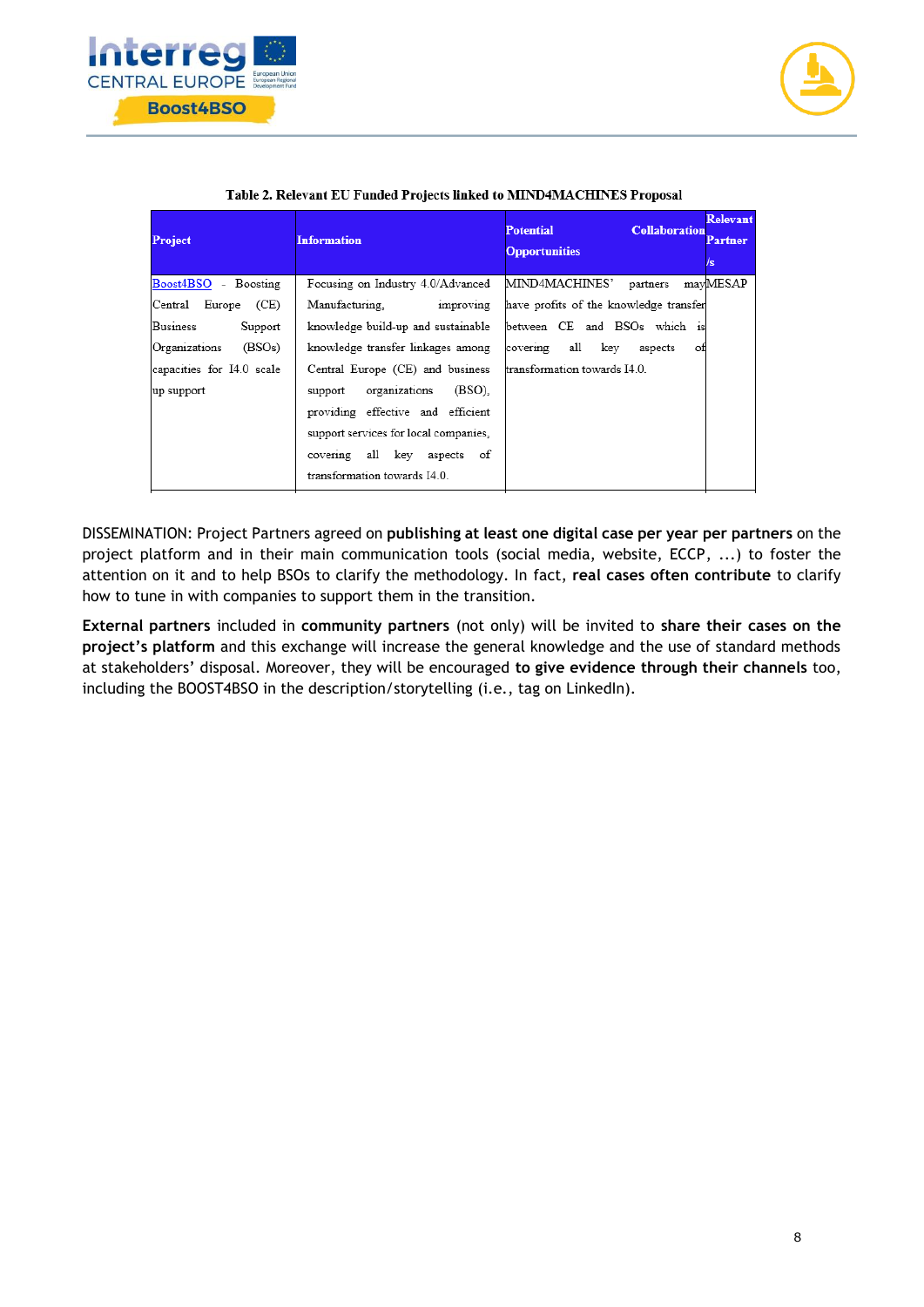**Table 2. Relevant EU Funded Projects linked to MIND4MACHINES Proposal**

| Project | Information | Potential Collaboration Opportunities | Relevant Partner /s |
|---|---|---|---|
| Boost4BSO - Boosting Central Europe (CE) Business Support Organizations (BSOs) capacities for I4.0 scale up support | Focusing on Industry 4.0/Advanced Manufacturing, improving knowledge build-up and sustainable knowledge transfer linkages among Central Europe (CE) and business support organizations (BSO), providing effective and efficient support services for local companies, covering all key aspects of transformation towards I4.0. | MIND4MACHINES' partners may have profits of the knowledge transfer between CE and BSOs which is covering all key aspects of transformation towards I4.0. | MESAP |

DISSEMINATION: Project Partners agreed on **publishing at least one digital case per year per partners** on the project platform and in their main communication tools (social media, website, ECCP, ...) to foster the attention on it and to help BSOs to clarify the methodology. In fact, **real cases often contribute** to clarify how to tune in with companies to support them in the transition.

**External partners** included in **community partners** (not only) will be invited to **share their cases on the project's platform** and this exchange will increase the general knowledge and the use of standard methods at stakeholders' disposal. Moreover, they will be encouraged **to give evidence through their channels** too, including the BOOST4BSO in the description/storytelling (i.e., tag on LinkedIn).